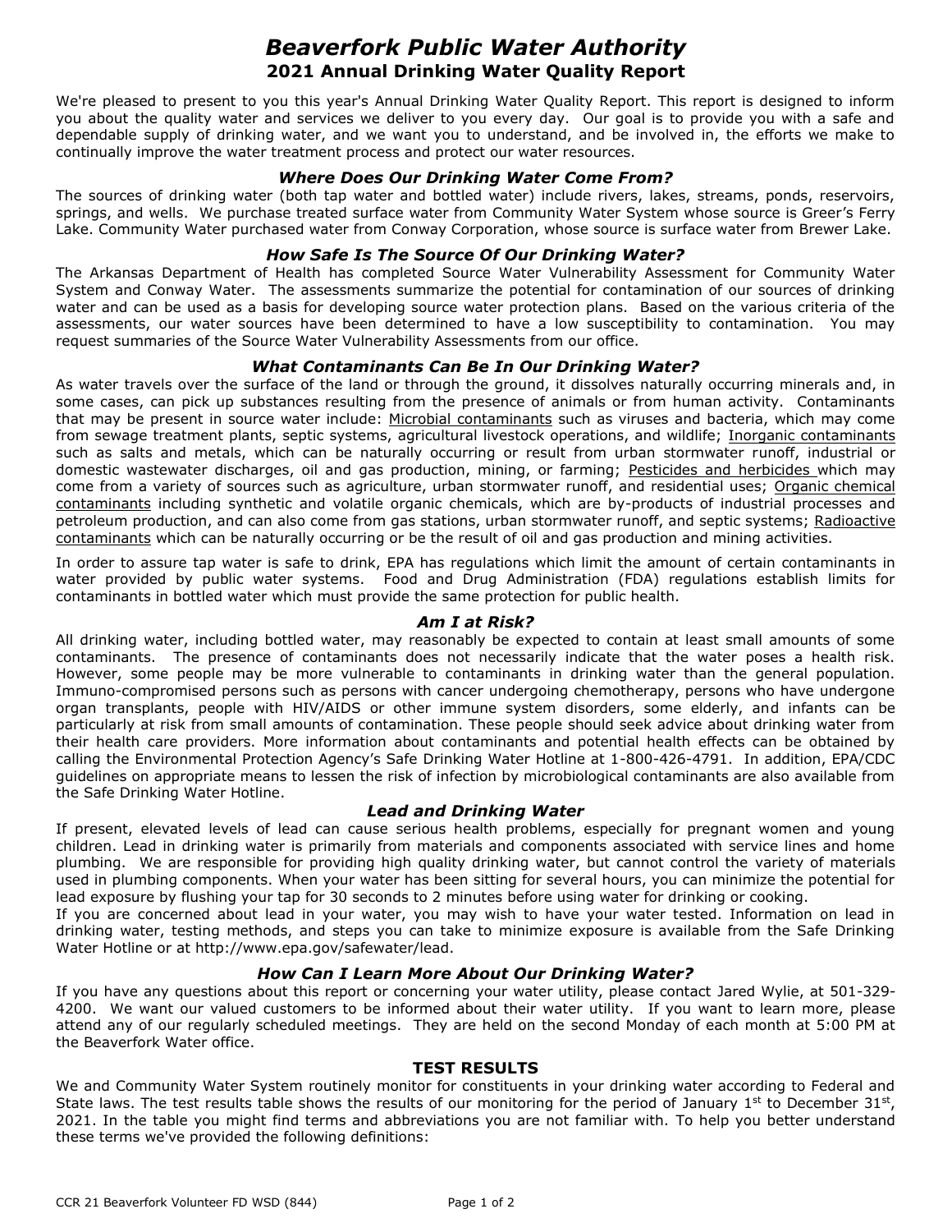# *Beaverfork Public Water Authority*

## 2021 Annual Drinking Water Quality Report

We're pleased to present to you this year's Annual Drinking Water Quality Report. This report is designed to inform you about the quality water and services we deliver to you every day. Our goal is to provide you with a safe and dependable supply of drinking water, and we want you to understand, and be involved in, the efforts we make to continually improve the water treatment process and protect our water resources.

### *Where Does Our Drinking Water Come From?*

The sources of drinking water (both tap water and bottled water) include rivers, lakes, streams, ponds, reservoirs, springs, and wells. We purchase treated surface water from Community Water System whose source is Greer's Ferry Lake. Community Water purchased water from Conway Corporation, whose source is surface water from Brewer Lake.

### *How Safe Is The Source Of Our Drinking Water?*

The Arkansas Department of Health has completed Source Water Vulnerability Assessment for Community Water System and Conway Water. The assessments summarize the potential for contamination of our sources of drinking water and can be used as a basis for developing source water protection plans. Based on the various criteria of the assessments, our water sources have been determined to have a low susceptibility to contamination. You may request summaries of the Source Water Vulnerability Assessments from our office.

### *What Contaminants Can Be In Our Drinking Water?*

As water travels over the surface of the land or through the ground, it dissolves naturally occurring minerals and, in some cases, can pick up substances resulting from the presence of animals or from human activity. Contaminants that may be present in source water include: Microbial contaminants such as viruses and bacteria, which may come from sewage treatment plants, septic systems, agricultural livestock operations, and wildlife; Inorganic contaminants such as salts and metals, which can be naturally occurring or result from urban stormwater runoff, industrial or domestic wastewater discharges, oil and gas production, mining, or farming; Pesticides and herbicides which may come from a variety of sources such as agriculture, urban stormwater runoff, and residential uses; Organic chemical contaminants including synthetic and volatile organic chemicals, which are by-products of industrial processes and petroleum production, and can also come from gas stations, urban stormwater runoff, and septic systems; Radioactive contaminants which can be naturally occurring or be the result of oil and gas production and mining activities.

In order to assure tap water is safe to drink, EPA has regulations which limit the amount of certain contaminants in water provided by public water systems. Food and Drug Administration (FDA) regulations establish limits for contaminants in bottled water which must provide the same protection for public health.

### *Am I at Risk?*

All drinking water, including bottled water, may reasonably be expected to contain at least small amounts of some contaminants. The presence of contaminants does not necessarily indicate that the water poses a health risk. However, some people may be more vulnerable to contaminants in drinking water than the general population. Immuno-compromised persons such as persons with cancer undergoing chemotherapy, persons who have undergone organ transplants, people with HIV/AIDS or other immune system disorders, some elderly, and infants can be particularly at risk from small amounts of contamination. These people should seek advice about drinking water from their health care providers. More information about contaminants and potential health effects can be obtained by calling the Environmental Protection Agency's Safe Drinking Water Hotline at 1-800-426-4791. In addition, EPA/CDC guidelines on appropriate means to lessen the risk of infection by microbiological contaminants are also available from the Safe Drinking Water Hotline.

### *Lead and Drinking Water*

If present, elevated levels of lead can cause serious health problems, especially for pregnant women and young children. Lead in drinking water is primarily from materials and components associated with service lines and home plumbing. We are responsible for providing high quality drinking water, but cannot control the variety of materials used in plumbing components. When your water has been sitting for several hours, you can minimize the potential for lead exposure by flushing your tap for 30 seconds to 2 minutes before using water for drinking or cooking.

If you are concerned about lead in your water, you may wish to have your water tested. Information on lead in drinking water, testing methods, and steps you can take to minimize exposure is available from the Safe Drinking Water Hotline or at http://www.epa.gov/safewater/lead.

### *How Can I Learn More About Our Drinking Water?*

If you have any questions about this report or concerning your water utility, please contact Jared Wylie, at 501-329-4200. We want our valued customers to be informed about their water utility. If you want to learn more, please attend any of our regularly scheduled meetings. They are held on the second Monday of each month at 5:00 PM at the Beaverfork Water office.

### TEST RESULTS

We and Community Water System routinely monitor for constituents in your drinking water according to Federal and State laws. The test results table shows the results of our monitoring for the period of January 1st to December 31st, 2021. In the table you might find terms and abbreviations you are not familiar with. To help you better understand these terms we've provided the following definitions: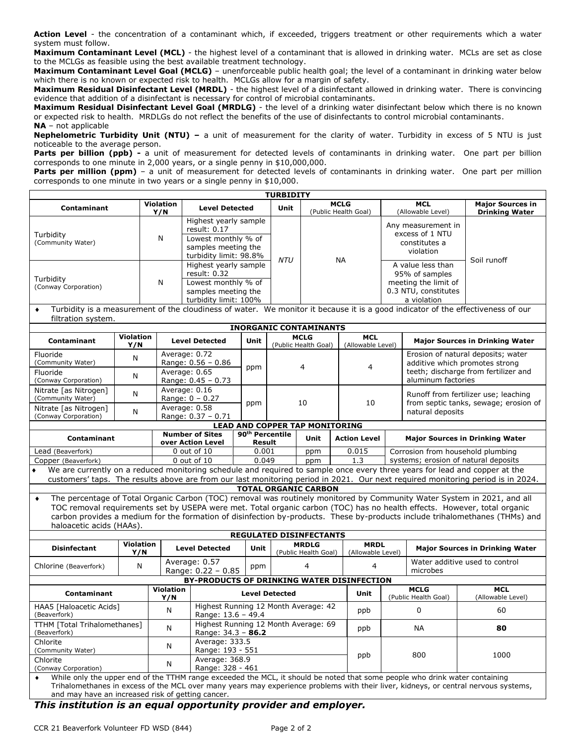**Action Level** - the concentration of a contaminant which, if exceeded, triggers treatment or other requirements which a water system must follow.

**Maximum Contaminant Level (MCL)** - the highest level of a contaminant that is allowed in drinking water. MCLs are set as close to the MCLGs as feasible using the best available treatment technology.

**Maximum Contaminant Level Goal (MCLG)** – unenforceable public health goal; the level of a contaminant in drinking water below which there is no known or expected risk to health. MCLGs allow for a margin of safety.

**Maximum Residual Disinfectant Level (MRDL)** - the highest level of a disinfectant allowed in drinking water. There is convincing evidence that addition of a disinfectant is necessary for control of microbial contaminants.

**Maximum Residual Disinfectant Level Goal (MRDLG)** - the level of a drinking water disinfectant below which there is no known or expected risk to health. MRDLGs do not reflect the benefits of the use of disinfectants to control microbial contaminants.

**NA** – not applicable

**Nephelometric Turbidity Unit (NTU) –** a unit of measurement for the clarity of water. Turbidity in excess of 5 NTU is just noticeable to the average person.

**Parts per billion (ppb) -** a unit of measurement for detected levels of contaminants in drinking water. One part per billion corresponds to one minute in 2,000 years, or a single penny in $10,000,000.

**Parts per million (ppm)** – a unit of measurement for detected levels of contaminants in drinking water. One part per million corresponds to one minute in two years or a single penny in $10,000.

**TURBIDITY**

| Contaminant | Violation Y/N | Level Detected | Unit | MCLG (Public Health Goal) | MCL (Allowable Level) | Major Sources in Drinking Water |
|---|---|---|---|---|---|---|
| Turbidity (Community Water) | N | Highest yearly sample result: 0.17; Lowest monthly % of samples meeting the turbidity limit: 98.8% | NTU | NA | Any measurement in excess of 1 NTU constitutes a violation | Soil runoff |
| Turbidity (Conway Corporation) | N | Highest yearly sample result: 0.32; Lowest monthly % of samples meeting the turbidity limit: 100% | NTU | NA | A value less than 95% of samples meeting the limit of 0.3 NTU, constitutes a violation | Soil runoff |

- Turbidity is a measurement of the cloudiness of water. We monitor it because it is a good indicator of the effectiveness of our filtration system.

**INORGANIC CONTAMINANTS**

| Contaminant | Violation Y/N | Level Detected | Unit | MCLG (Public Health Goal) | MCL (Allowable Level) | Major Sources in Drinking Water |
|---|---|---|---|---|---|---|
| Fluoride (Community Water) | N | Average: 0.72 Range: 0.56 – 0.86 | ppm | 4 | 4 | Erosion of natural deposits; water additive which promotes strong teeth; discharge from fertilizer and aluminum factories |
| Fluoride (Conway Corporation) | N | Average: 0.65 Range: 0.45 – 0.73 | ppm | 4 | 4 | Erosion of natural deposits; water additive which promotes strong teeth; discharge from fertilizer and aluminum factories |
| Nitrate [as Nitrogen] (Community Water) | N | Average: 0.16 Range: 0 – 0.27 | ppm | 10 | 10 | Runoff from fertilizer use; leaching from septic tanks, sewage; erosion of natural deposits |
| Nitrate [as Nitrogen] (Conway Corporation) | N | Average: 0.58 Range: 0.37 – 0.71 | ppm | 10 | 10 | Runoff from fertilizer use; leaching from septic tanks, sewage; erosion of natural deposits |

**LEAD AND COPPER TAP MONITORING**

| Contaminant | Number of Sites over Action Level | 90th Percentile Result | Unit | Action Level | Major Sources in Drinking Water |
|---|---|---|---|---|---|
| Lead (Beaverfork) | 0 out of 10 | 0.001 | ppm | 0.015 | Corrosion from household plumbing systems; erosion of natural deposits |
| Copper (Beaverfork) | 0 out of 10 | 0.049 | ppm | 1.3 | Corrosion from household plumbing systems; erosion of natural deposits |

- We are currently on a reduced monitoring schedule and required to sample once every three years for lead and copper at the customers' taps. The results above are from our last monitoring period in 2021. Our next required monitoring period is in 2024.

**TOTAL ORGANIC CARBON**

- The percentage of Total Organic Carbon (TOC) removal was routinely monitored by Community Water System in 2021, and all TOC removal requirements set by USEPA were met. Total organic carbon (TOC) has no health effects. However, total organic carbon provides a medium for the formation of disinfection by-products. These by-products include trihalomethanes (THMs) and haloacetic acids (HAAs).

**REGULATED DISINFECTANTS**

| Disinfectant | Violation Y/N | Level Detected | Unit | MRDLG (Public Health Goal) | MRDL (Allowable Level) | Major Sources in Drinking Water |
|---|---|---|---|---|---|---|
| Chlorine (Beaverfork) | N | Average: 0.57 Range: 0.22 – 0.85 | ppm | 4 | 4 | Water additive used to control microbes |

**BY-PRODUCTS OF DRINKING WATER DISINFECTION**

| Contaminant | Violation Y/N | Level Detected | Unit | MCLG (Public Health Goal) | MCL (Allowable Level) |
|---|---|---|---|---|---|
| HAA5 [Haloacetic Acids] (Beaverfork) | N | Highest Running 12 Month Average: 42 Range: 13.6 – 49.4 | ppb | 0 | 60 |
| TTHM [Total Trihalomethanes] (Beaverfork) | N | Highest Running 12 Month Average: 69 Range: 34.3 – **86.2** | ppb | NA | **80** |
| Chlorite (Community Water) | N | Average: 333.5 Range: 193 - 551 | ppb | 800 | 1000 |
| Chlorite (Conway Corporation) | N | Average: 368.9 Range: 328 - 461 | ppb | 800 | 1000 |

- While only the upper end of the TTHM range exceeded the MCL, it should be noted that some people who drink water containing Trihalomethanes in excess of the MCL over many years may experience problems with their liver, kidneys, or central nervous systems, and may have an increased risk of getting cancer.

***This institution is an equal opportunity provider and employer.***

CCR 21 Beaverfork Volunteer FD WSD (844)